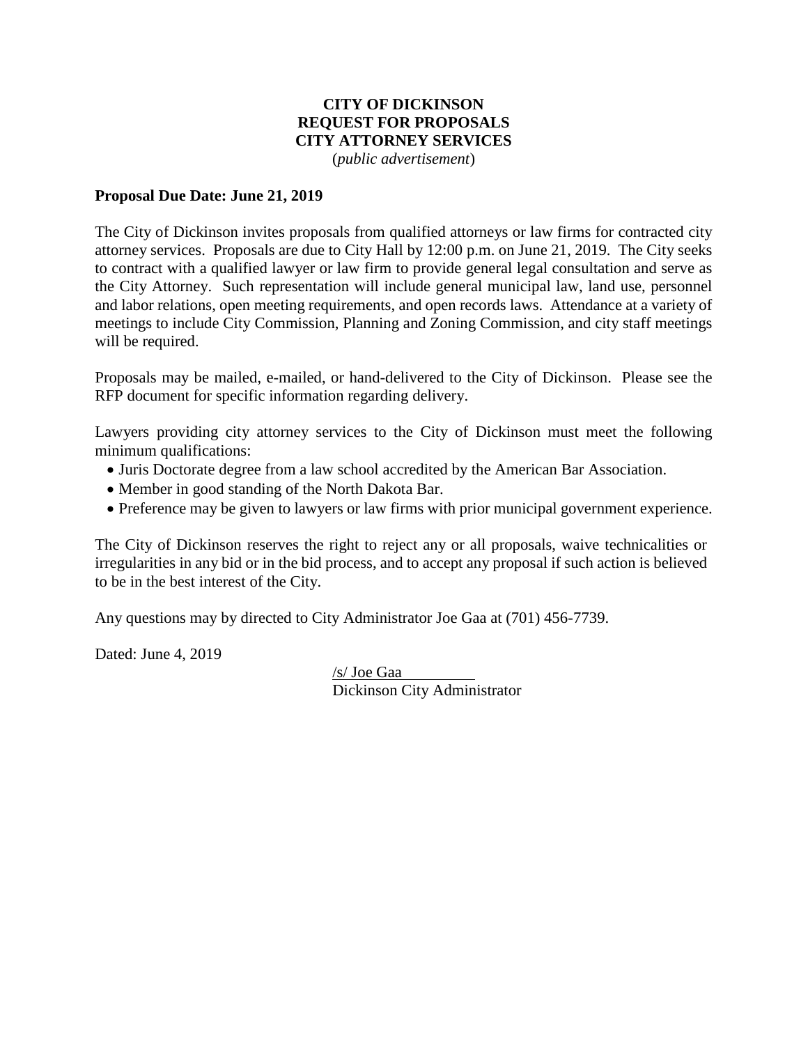# CITY OF DICKINSON
# REQUEST FOR PROPOSALS
# CITY ATTORNEY SERVICES

(*public advertisement*)

**Proposal Due Date: June 21, 2019**

The City of Dickinson invites proposals from qualified attorneys or law firms for contracted city attorney services. Proposals are due to City Hall by 12:00 p.m. on June 21, 2019. The City seeks to contract with a qualified lawyer or law firm to provide general legal consultation and serve as the City Attorney. Such representation will include general municipal law, land use, personnel and labor relations, open meeting requirements, and open records laws. Attendance at a variety of meetings to include City Commission, Planning and Zoning Commission, and city staff meetings will be required.

Proposals may be mailed, e-mailed, or hand-delivered to the City of Dickinson. Please see the RFP document for specific information regarding delivery.

Lawyers providing city attorney services to the City of Dickinson must meet the following minimum qualifications:

- Juris Doctorate degree from a law school accredited by the American Bar Association.
- Member in good standing of the North Dakota Bar.
- Preference may be given to lawyers or law firms with prior municipal government experience.

The City of Dickinson reserves the right to reject any or all proposals, waive technicalities or irregularities in any bid or in the bid process, and to accept any proposal if such action is believed to be in the best interest of the City.

Any questions may by directed to City Administrator Joe Gaa at (701) 456-7739.

Dated: June 4, 2019

/s/ Joe Gaa
Dickinson City Administrator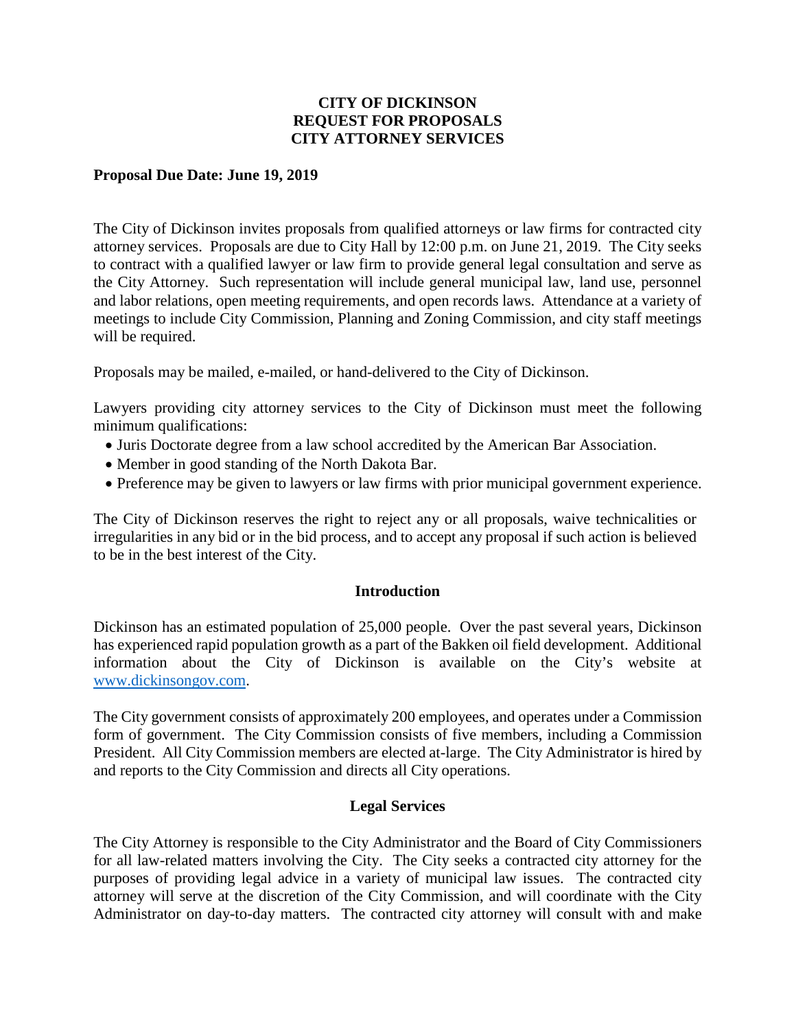**CITY OF DICKINSON**
**REQUEST FOR PROPOSALS**
**CITY ATTORNEY SERVICES**

**Proposal Due Date: June 19, 2019**

The City of Dickinson invites proposals from qualified attorneys or law firms for contracted city attorney services. Proposals are due to City Hall by 12:00 p.m. on June 21, 2019. The City seeks to contract with a qualified lawyer or law firm to provide general legal consultation and serve as the City Attorney. Such representation will include general municipal law, land use, personnel and labor relations, open meeting requirements, and open records laws. Attendance at a variety of meetings to include City Commission, Planning and Zoning Commission, and city staff meetings will be required.

Proposals may be mailed, e-mailed, or hand-delivered to the City of Dickinson.

Lawyers providing city attorney services to the City of Dickinson must meet the following minimum qualifications:

- Juris Doctorate degree from a law school accredited by the American Bar Association.
- Member in good standing of the North Dakota Bar.
- Preference may be given to lawyers or law firms with prior municipal government experience.

The City of Dickinson reserves the right to reject any or all proposals, waive technicalities or irregularities in any bid or in the bid process, and to accept any proposal if such action is believed to be in the best interest of the City.

## Introduction

Dickinson has an estimated population of 25,000 people. Over the past several years, Dickinson has experienced rapid population growth as a part of the Bakken oil field development. Additional information about the City of Dickinson is available on the City's website at www.dickinsongov.com.

The City government consists of approximately 200 employees, and operates under a Commission form of government. The City Commission consists of five members, including a Commission President. All City Commission members are elected at-large. The City Administrator is hired by and reports to the City Commission and directs all City operations.

## Legal Services

The City Attorney is responsible to the City Administrator and the Board of City Commissioners for all law-related matters involving the City. The City seeks a contracted city attorney for the purposes of providing legal advice in a variety of municipal law issues. The contracted city attorney will serve at the discretion of the City Commission, and will coordinate with the City Administrator on day-to-day matters. The contracted city attorney will consult with and make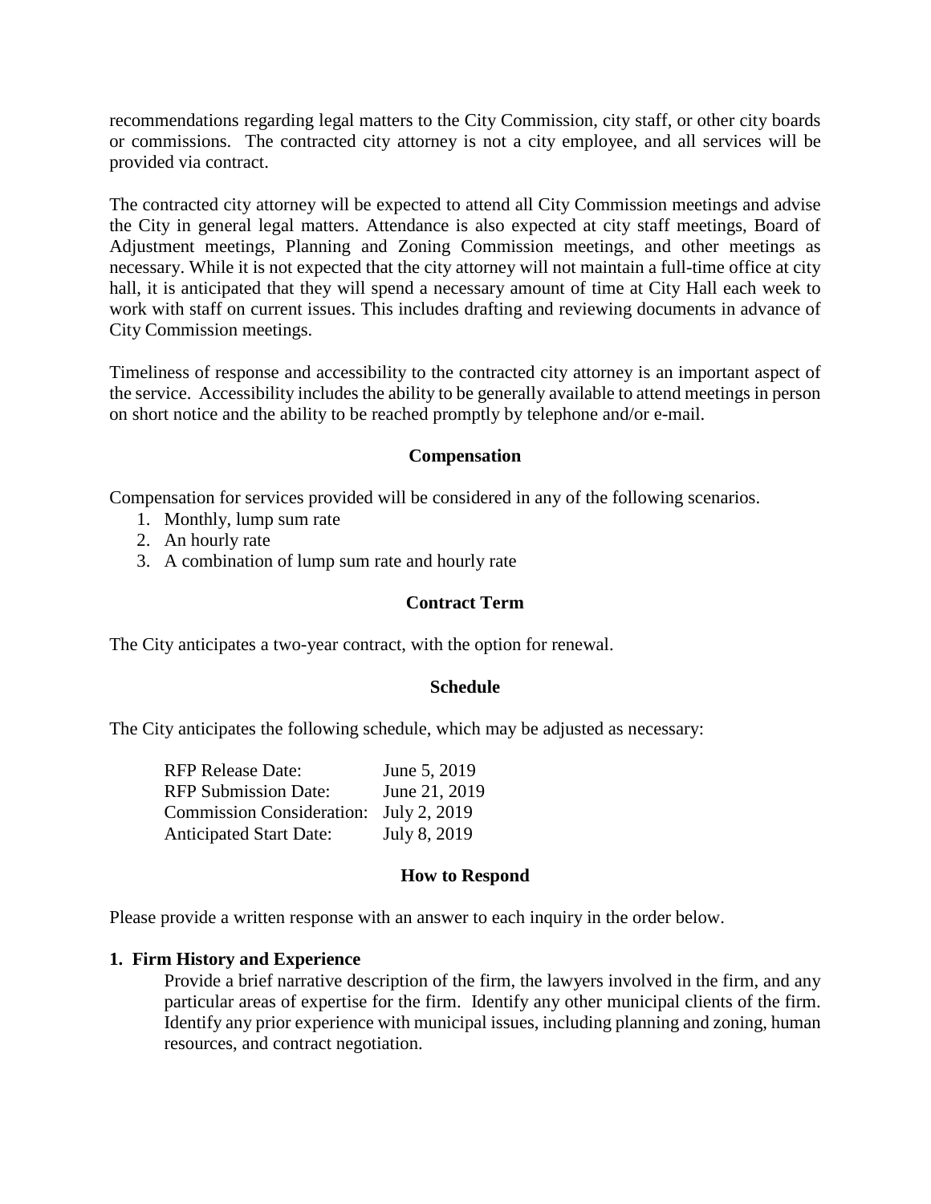recommendations regarding legal matters to the City Commission, city staff, or other city boards or commissions. The contracted city attorney is not a city employee, and all services will be provided via contract.

The contracted city attorney will be expected to attend all City Commission meetings and advise the City in general legal matters. Attendance is also expected at city staff meetings, Board of Adjustment meetings, Planning and Zoning Commission meetings, and other meetings as necessary. While it is not expected that the city attorney will not maintain a full-time office at city hall, it is anticipated that they will spend a necessary amount of time at City Hall each week to work with staff on current issues. This includes drafting and reviewing documents in advance of City Commission meetings.

Timeliness of response and accessibility to the contracted city attorney is an important aspect of the service. Accessibility includes the ability to be generally available to attend meetings in person on short notice and the ability to be reached promptly by telephone and/or e-mail.

**Compensation**

Compensation for services provided will be considered in any of the following scenarios.

1. Monthly, lump sum rate
2. An hourly rate
3. A combination of lump sum rate and hourly rate

**Contract Term**

The City anticipates a two-year contract, with the option for renewal.

**Schedule**

The City anticipates the following schedule, which may be adjusted as necessary:

| | |
|---|---|
| RFP Release Date: | June 5, 2019 |
| RFP Submission Date: | June 21, 2019 |
| Commission Consideration: | July 2, 2019 |
| Anticipated Start Date: | July 8, 2019 |

**How to Respond**

Please provide a written response with an answer to each inquiry in the order below.

**1. Firm History and Experience**

Provide a brief narrative description of the firm, the lawyers involved in the firm, and any particular areas of expertise for the firm. Identify any other municipal clients of the firm. Identify any prior experience with municipal issues, including planning and zoning, human resources, and contract negotiation.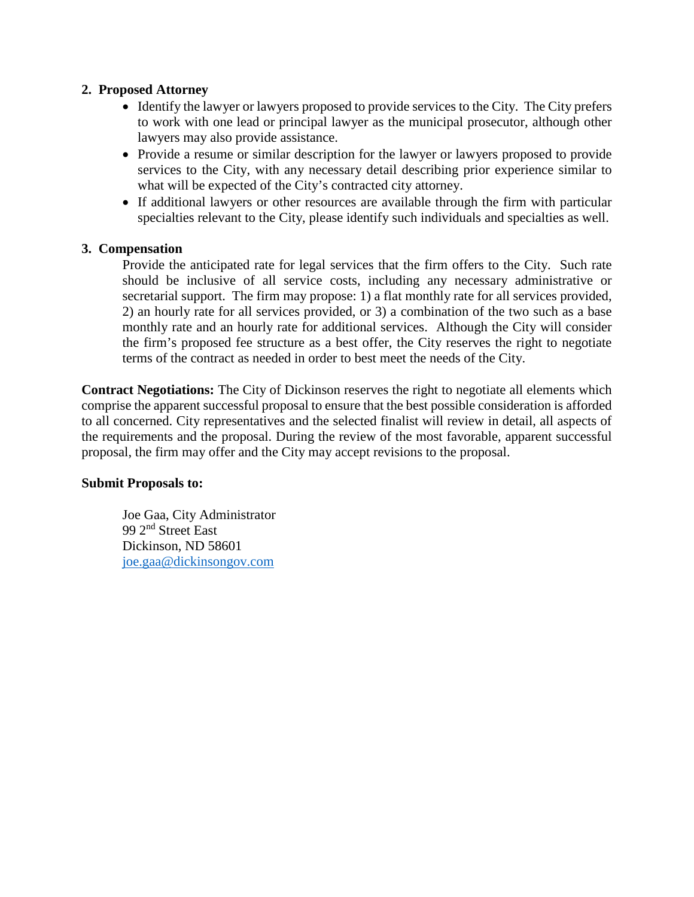**2. Proposed Attorney**

- Identify the lawyer or lawyers proposed to provide services to the City. The City prefers to work with one lead or principal lawyer as the municipal prosecutor, although other lawyers may also provide assistance.
- Provide a resume or similar description for the lawyer or lawyers proposed to provide services to the City, with any necessary detail describing prior experience similar to what will be expected of the City's contracted city attorney.
- If additional lawyers or other resources are available through the firm with particular specialties relevant to the City, please identify such individuals and specialties as well.

**3. Compensation**

Provide the anticipated rate for legal services that the firm offers to the City. Such rate should be inclusive of all service costs, including any necessary administrative or secretarial support. The firm may propose: 1) a flat monthly rate for all services provided, 2) an hourly rate for all services provided, or 3) a combination of the two such as a base monthly rate and an hourly rate for additional services. Although the City will consider the firm's proposed fee structure as a best offer, the City reserves the right to negotiate terms of the contract as needed in order to best meet the needs of the City.

**Contract Negotiations:** The City of Dickinson reserves the right to negotiate all elements which comprise the apparent successful proposal to ensure that the best possible consideration is afforded to all concerned. City representatives and the selected finalist will review in detail, all aspects of the requirements and the proposal. During the review of the most favorable, apparent successful proposal, the firm may offer and the City may accept revisions to the proposal.

**Submit Proposals to:**

Joe Gaa, City Administrator
99 2nd Street East
Dickinson, ND 58601
joe.gaa@dickinsongov.com